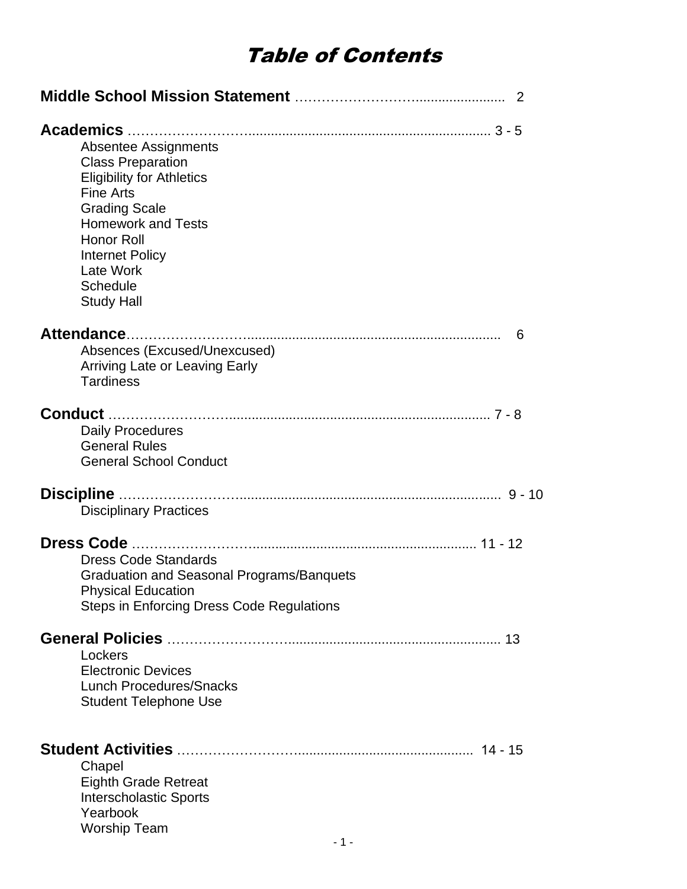# Table of Contents

**Middle School Mission Statement** ........................................ 2

**Academics** ........................................ 3 - 5

- Absentee Assignments
- Class Preparation
- Eligibility for Athletics
- Fine Arts
- Grading Scale
- Homework and Tests
- Honor Roll
- Internet Policy
- Late Work
- Schedule
- Study Hall

**Attendance** ........................................ 6

- Absences (Excused/Unexcused)
- Arriving Late or Leaving Early
- Tardiness

**Conduct** ........................................ 7 - 8

- Daily Procedures
- General Rules
- General School Conduct

**Discipline** ........................................ 9 - 10

- Disciplinary Practices

**Dress Code** ........................................ 11 - 12

- Dress Code Standards
- Graduation and Seasonal Programs/Banquets
- Physical Education
- Steps in Enforcing Dress Code Regulations

**General Policies** ........................................ 13

- Lockers
- Electronic Devices
- Lunch Procedures/Snacks
- Student Telephone Use

**Student Activities** ........................................ 14 - 15

- Chapel
- Eighth Grade Retreat
- Interscholastic Sports
- Yearbook
- Worship Team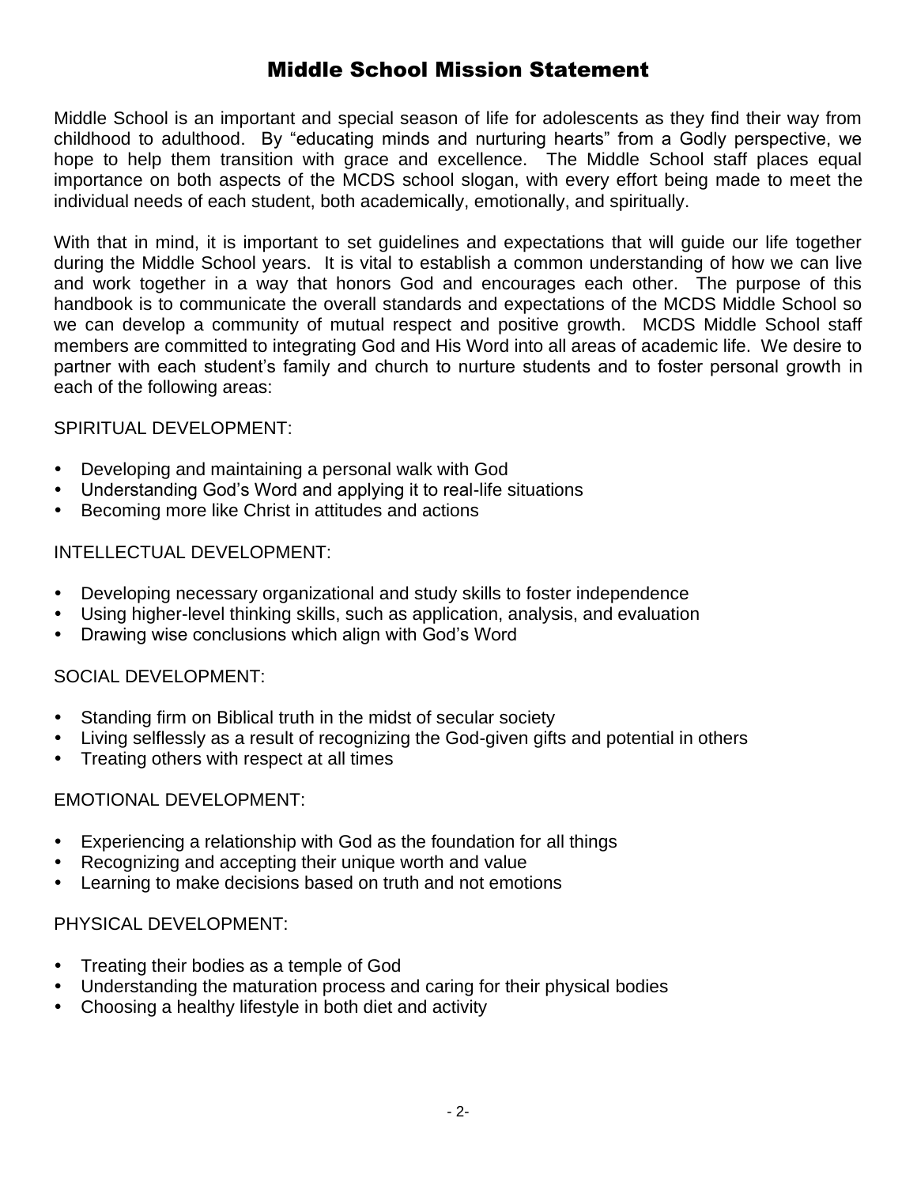# Middle School Mission Statement

Middle School is an important and special season of life for adolescents as they find their way from childhood to adulthood. By "educating minds and nurturing hearts" from a Godly perspective, we hope to help them transition with grace and excellence. The Middle School staff places equal importance on both aspects of the MCDS school slogan, with every effort being made to meet the individual needs of each student, both academically, emotionally, and spiritually.

With that in mind, it is important to set guidelines and expectations that will guide our life together during the Middle School years. It is vital to establish a common understanding of how we can live and work together in a way that honors God and encourages each other. The purpose of this handbook is to communicate the overall standards and expectations of the MCDS Middle School so we can develop a community of mutual respect and positive growth. MCDS Middle School staff members are committed to integrating God and His Word into all areas of academic life. We desire to partner with each student's family and church to nurture students and to foster personal growth in each of the following areas:

SPIRITUAL DEVELOPMENT:

- Developing and maintaining a personal walk with God
- Understanding God's Word and applying it to real-life situations
- Becoming more like Christ in attitudes and actions

INTELLECTUAL DEVELOPMENT:

- Developing necessary organizational and study skills to foster independence
- Using higher-level thinking skills, such as application, analysis, and evaluation
- Drawing wise conclusions which align with God's Word

SOCIAL DEVELOPMENT:

- Standing firm on Biblical truth in the midst of secular society
- Living selflessly as a result of recognizing the God-given gifts and potential in others
- Treating others with respect at all times

EMOTIONAL DEVELOPMENT:

- Experiencing a relationship with God as the foundation for all things
- Recognizing and accepting their unique worth and value
- Learning to make decisions based on truth and not emotions

PHYSICAL DEVELOPMENT:

- Treating their bodies as a temple of God
- Understanding the maturation process and caring for their physical bodies
- Choosing a healthy lifestyle in both diet and activity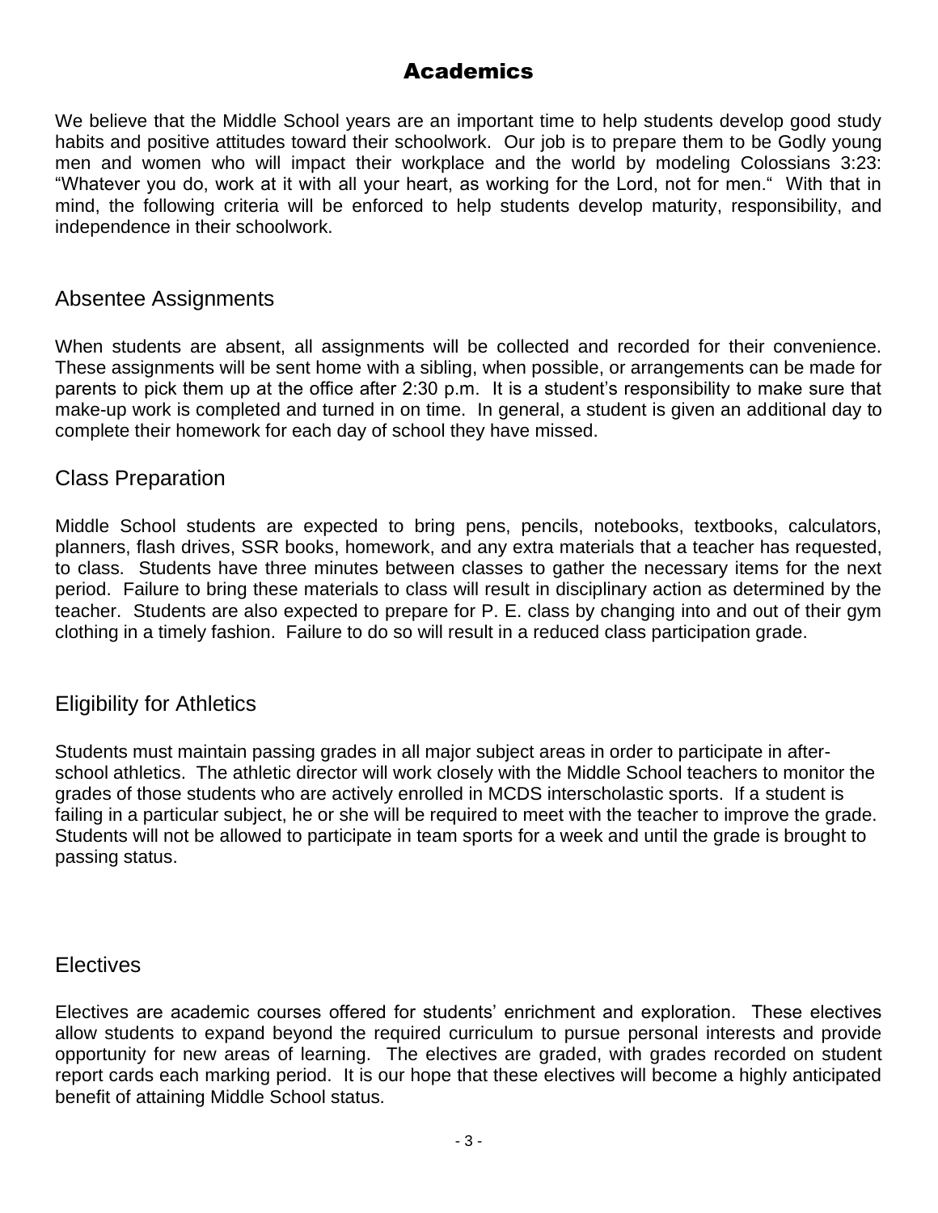# Academics

We believe that the Middle School years are an important time to help students develop good study habits and positive attitudes toward their schoolwork. Our job is to prepare them to be Godly young men and women who will impact their workplace and the world by modeling Colossians 3:23: "Whatever you do, work at it with all your heart, as working for the Lord, not for men." With that in mind, the following criteria will be enforced to help students develop maturity, responsibility, and independence in their schoolwork.

## Absentee Assignments

When students are absent, all assignments will be collected and recorded for their convenience. These assignments will be sent home with a sibling, when possible, or arrangements can be made for parents to pick them up at the office after 2:30 p.m. It is a student's responsibility to make sure that make-up work is completed and turned in on time. In general, a student is given an additional day to complete their homework for each day of school they have missed.

## Class Preparation

Middle School students are expected to bring pens, pencils, notebooks, textbooks, calculators, planners, flash drives, SSR books, homework, and any extra materials that a teacher has requested, to class. Students have three minutes between classes to gather the necessary items for the next period. Failure to bring these materials to class will result in disciplinary action as determined by the teacher. Students are also expected to prepare for P. E. class by changing into and out of their gym clothing in a timely fashion. Failure to do so will result in a reduced class participation grade.

## Eligibility for Athletics

Students must maintain passing grades in all major subject areas in order to participate in after-school athletics. The athletic director will work closely with the Middle School teachers to monitor the grades of those students who are actively enrolled in MCDS interscholastic sports. If a student is failing in a particular subject, he or she will be required to meet with the teacher to improve the grade. Students will not be allowed to participate in team sports for a week and until the grade is brought to passing status.

## Electives

Electives are academic courses offered for students' enrichment and exploration. These electives allow students to expand beyond the required curriculum to pursue personal interests and provide opportunity for new areas of learning. The electives are graded, with grades recorded on student report cards each marking period. It is our hope that these electives will become a highly anticipated benefit of attaining Middle School status.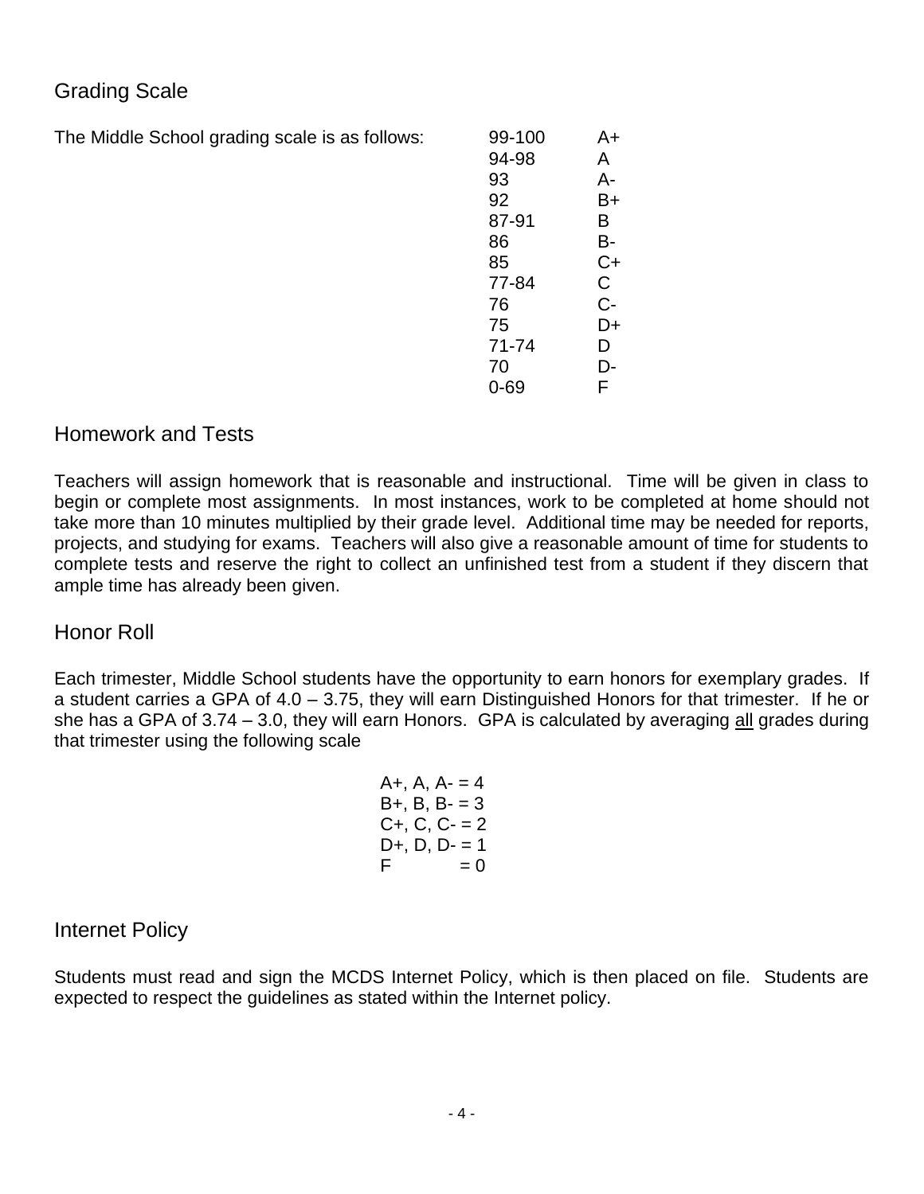## Grading Scale

The Middle School grading scale is as follows:

| Range | Grade |
|---|---|
| 99-100 | A+ |
| 94-98 | A |
| 93 | A- |
| 92 | B+ |
| 87-91 | B |
| 86 | B- |
| 85 | C+ |
| 77-84 | C |
| 76 | C- |
| 75 | D+ |
| 71-74 | D |
| 70 | D- |
| 0-69 | F |

## Homework and Tests

Teachers will assign homework that is reasonable and instructional. Time will be given in class to begin or complete most assignments. In most instances, work to be completed at home should not take more than 10 minutes multiplied by their grade level. Additional time may be needed for reports, projects, and studying for exams. Teachers will also give a reasonable amount of time for students to complete tests and reserve the right to collect an unfinished test from a student if they discern that ample time has already been given.

## Honor Roll

Each trimester, Middle School students have the opportunity to earn honors for exemplary grades. If a student carries a GPA of 4.0 – 3.75, they will earn Distinguished Honors for that trimester. If he or she has a GPA of 3.74 – 3.0, they will earn Honors. GPA is calculated by averaging <u>all</u> grades during that trimester using the following scale

A+, A, A- = 4
B+, B, B- = 3
C+, C, C- = 2
D+, D, D- = 1
F = 0

## Internet Policy

Students must read and sign the MCDS Internet Policy, which is then placed on file. Students are expected to respect the guidelines as stated within the Internet policy.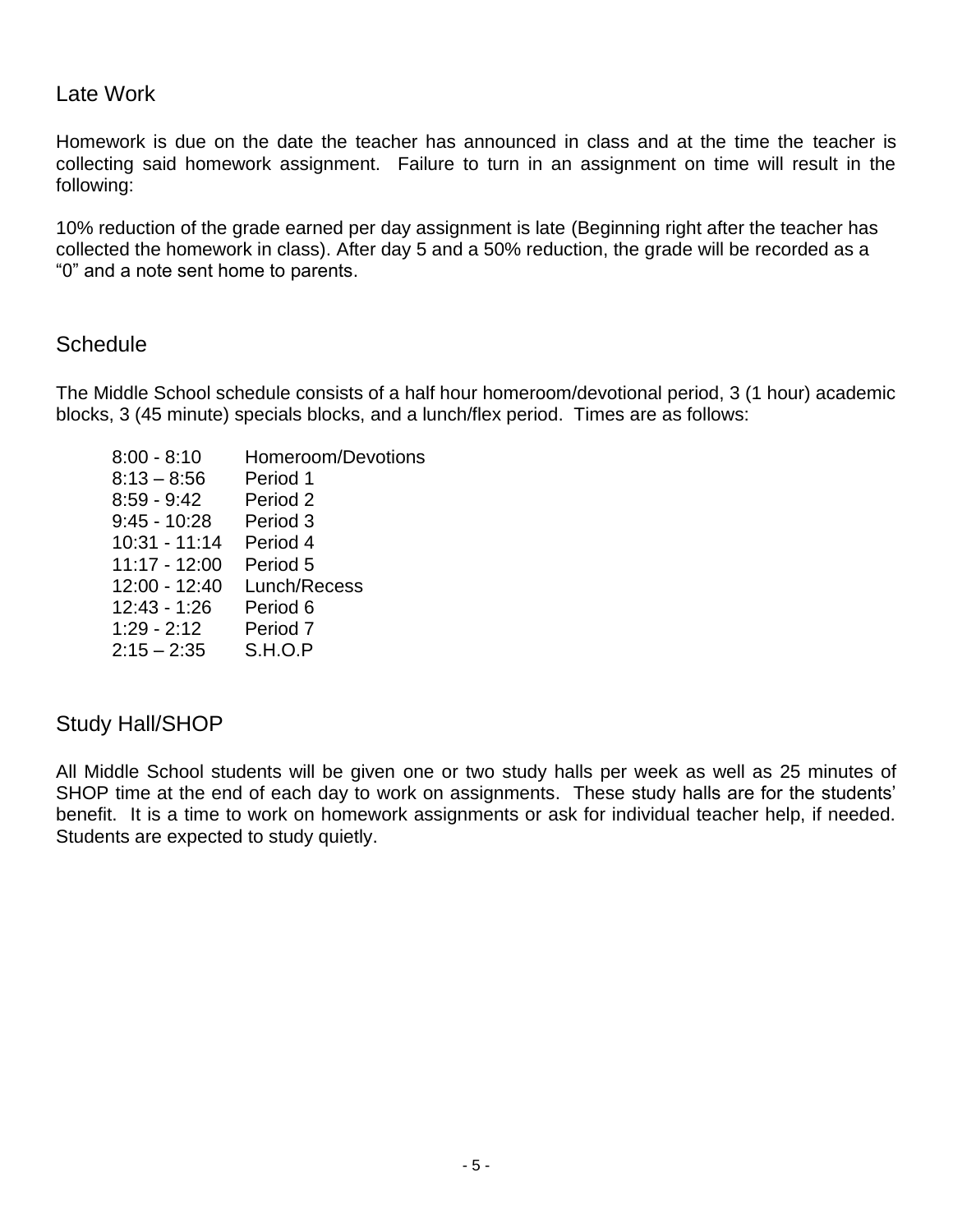## Late Work

Homework is due on the date the teacher has announced in class and at the time the teacher is collecting said homework assignment. Failure to turn in an assignment on time will result in the following:

10% reduction of the grade earned per day assignment is late (Beginning right after the teacher has collected the homework in class). After day 5 and a 50% reduction, the grade will be recorded as a "0" and a note sent home to parents.

## Schedule

The Middle School schedule consists of a half hour homeroom/devotional period, 3 (1 hour) academic blocks, 3 (45 minute) specials blocks, and a lunch/flex period. Times are as follows:

| | |
|---|---|
| 8:00 - 8:10 | Homeroom/Devotions |
| 8:13 – 8:56 | Period 1 |
| 8:59 - 9:42 | Period 2 |
| 9:45 - 10:28 | Period 3 |
| 10:31 - 11:14 | Period 4 |
| 11:17 - 12:00 | Period 5 |
| 12:00 - 12:40 | Lunch/Recess |
| 12:43 - 1:26 | Period 6 |
| 1:29 - 2:12 | Period 7 |
| 2:15 – 2:35 | S.H.O.P |

## Study Hall/SHOP

All Middle School students will be given one or two study halls per week as well as 25 minutes of SHOP time at the end of each day to work on assignments. These study halls are for the students' benefit. It is a time to work on homework assignments or ask for individual teacher help, if needed. Students are expected to study quietly.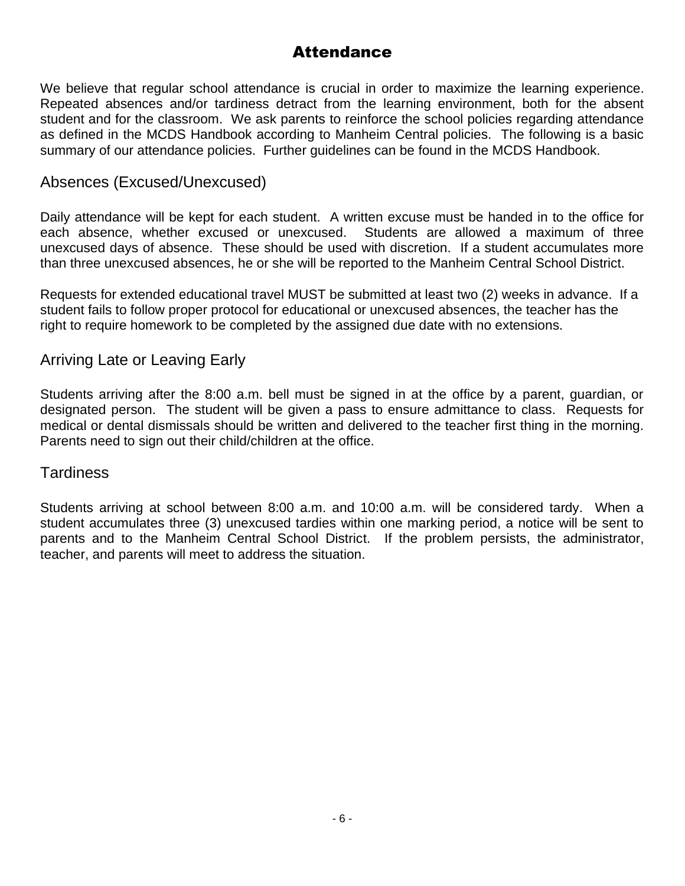# Attendance

We believe that regular school attendance is crucial in order to maximize the learning experience. Repeated absences and/or tardiness detract from the learning environment, both for the absent student and for the classroom. We ask parents to reinforce the school policies regarding attendance as defined in the MCDS Handbook according to Manheim Central policies. The following is a basic summary of our attendance policies. Further guidelines can be found in the MCDS Handbook.

## Absences (Excused/Unexcused)

Daily attendance will be kept for each student. A written excuse must be handed in to the office for each absence, whether excused or unexcused. Students are allowed a maximum of three unexcused days of absence. These should be used with discretion. If a student accumulates more than three unexcused absences, he or she will be reported to the Manheim Central School District.

Requests for extended educational travel MUST be submitted at least two (2) weeks in advance. If a student fails to follow proper protocol for educational or unexcused absences, the teacher has the right to require homework to be completed by the assigned due date with no extensions.

## Arriving Late or Leaving Early

Students arriving after the 8:00 a.m. bell must be signed in at the office by a parent, guardian, or designated person. The student will be given a pass to ensure admittance to class. Requests for medical or dental dismissals should be written and delivered to the teacher first thing in the morning. Parents need to sign out their child/children at the office.

## Tardiness

Students arriving at school between 8:00 a.m. and 10:00 a.m. will be considered tardy. When a student accumulates three (3) unexcused tardies within one marking period, a notice will be sent to parents and to the Manheim Central School District. If the problem persists, the administrator, teacher, and parents will meet to address the situation.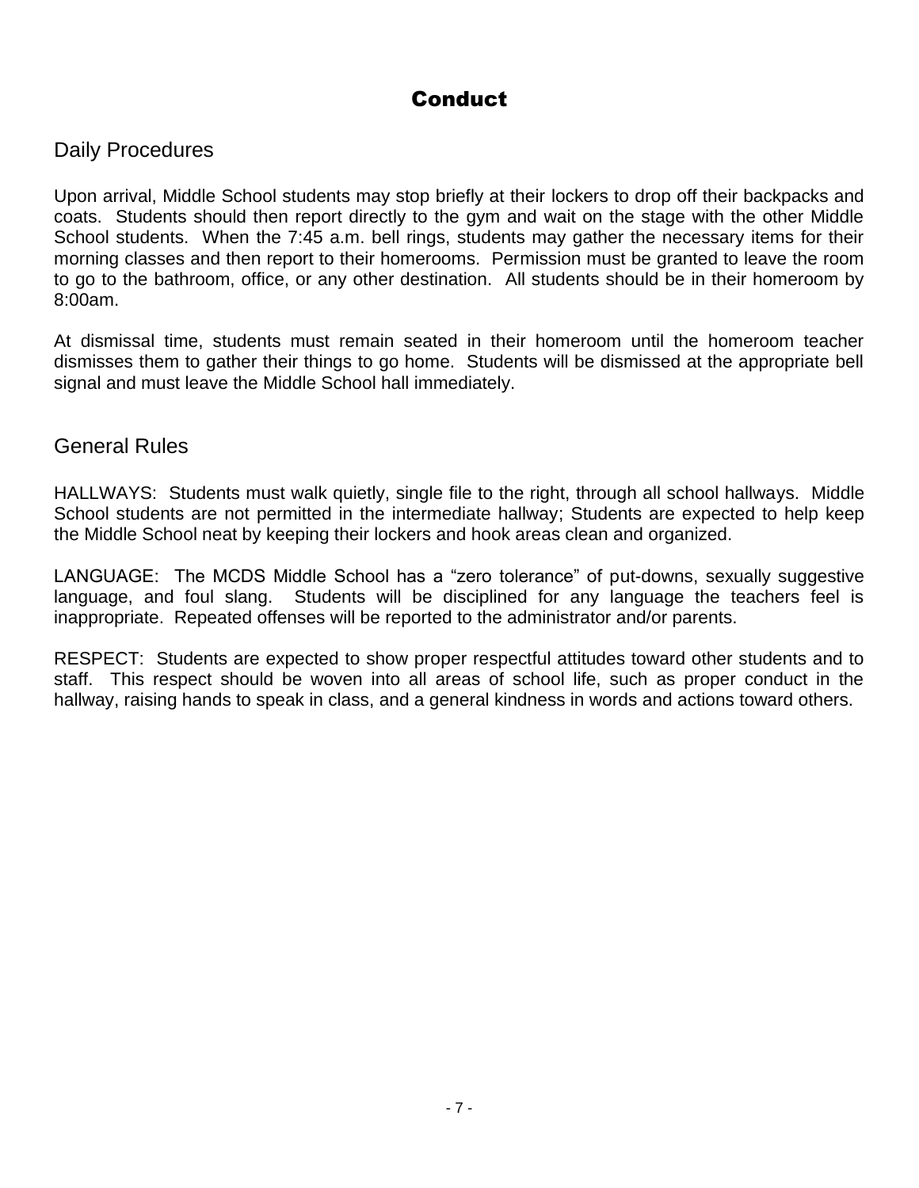# Conduct

## Daily Procedures

Upon arrival, Middle School students may stop briefly at their lockers to drop off their backpacks and coats. Students should then report directly to the gym and wait on the stage with the other Middle School students. When the 7:45 a.m. bell rings, students may gather the necessary items for their morning classes and then report to their homerooms. Permission must be granted to leave the room to go to the bathroom, office, or any other destination. All students should be in their homeroom by 8:00am.

At dismissal time, students must remain seated in their homeroom until the homeroom teacher dismisses them to gather their things to go home. Students will be dismissed at the appropriate bell signal and must leave the Middle School hall immediately.

## General Rules

HALLWAYS: Students must walk quietly, single file to the right, through all school hallways. Middle School students are not permitted in the intermediate hallway; Students are expected to help keep the Middle School neat by keeping their lockers and hook areas clean and organized.

LANGUAGE: The MCDS Middle School has a "zero tolerance" of put-downs, sexually suggestive language, and foul slang. Students will be disciplined for any language the teachers feel is inappropriate. Repeated offenses will be reported to the administrator and/or parents.

RESPECT: Students are expected to show proper respectful attitudes toward other students and to staff. This respect should be woven into all areas of school life, such as proper conduct in the hallway, raising hands to speak in class, and a general kindness in words and actions toward others.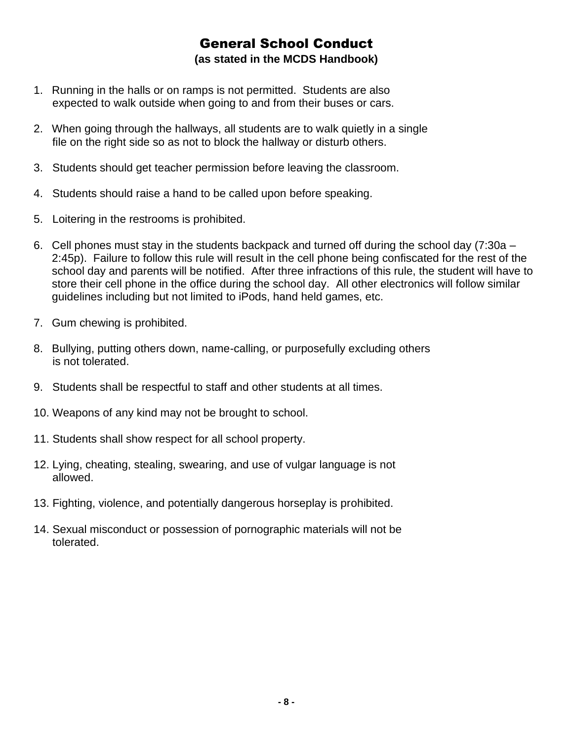# General School Conduct

**(as stated in the MCDS Handbook)**

1. Running in the halls or on ramps is not permitted. Students are also expected to walk outside when going to and from their buses or cars.

2. When going through the hallways, all students are to walk quietly in a single file on the right side so as not to block the hallway or disturb others.

3. Students should get teacher permission before leaving the classroom.

4. Students should raise a hand to be called upon before speaking.

5. Loitering in the restrooms is prohibited.

6. Cell phones must stay in the students backpack and turned off during the school day (7:30a – 2:45p). Failure to follow this rule will result in the cell phone being confiscated for the rest of the school day and parents will be notified. After three infractions of this rule, the student will have to store their cell phone in the office during the school day. All other electronics will follow similar guidelines including but not limited to iPods, hand held games, etc.

7. Gum chewing is prohibited.

8. Bullying, putting others down, name-calling, or purposefully excluding others is not tolerated.

9. Students shall be respectful to staff and other students at all times.

10. Weapons of any kind may not be brought to school.

11. Students shall show respect for all school property.

12. Lying, cheating, stealing, swearing, and use of vulgar language is not allowed.

13. Fighting, violence, and potentially dangerous horseplay is prohibited.

14. Sexual misconduct or possession of pornographic materials will not be tolerated.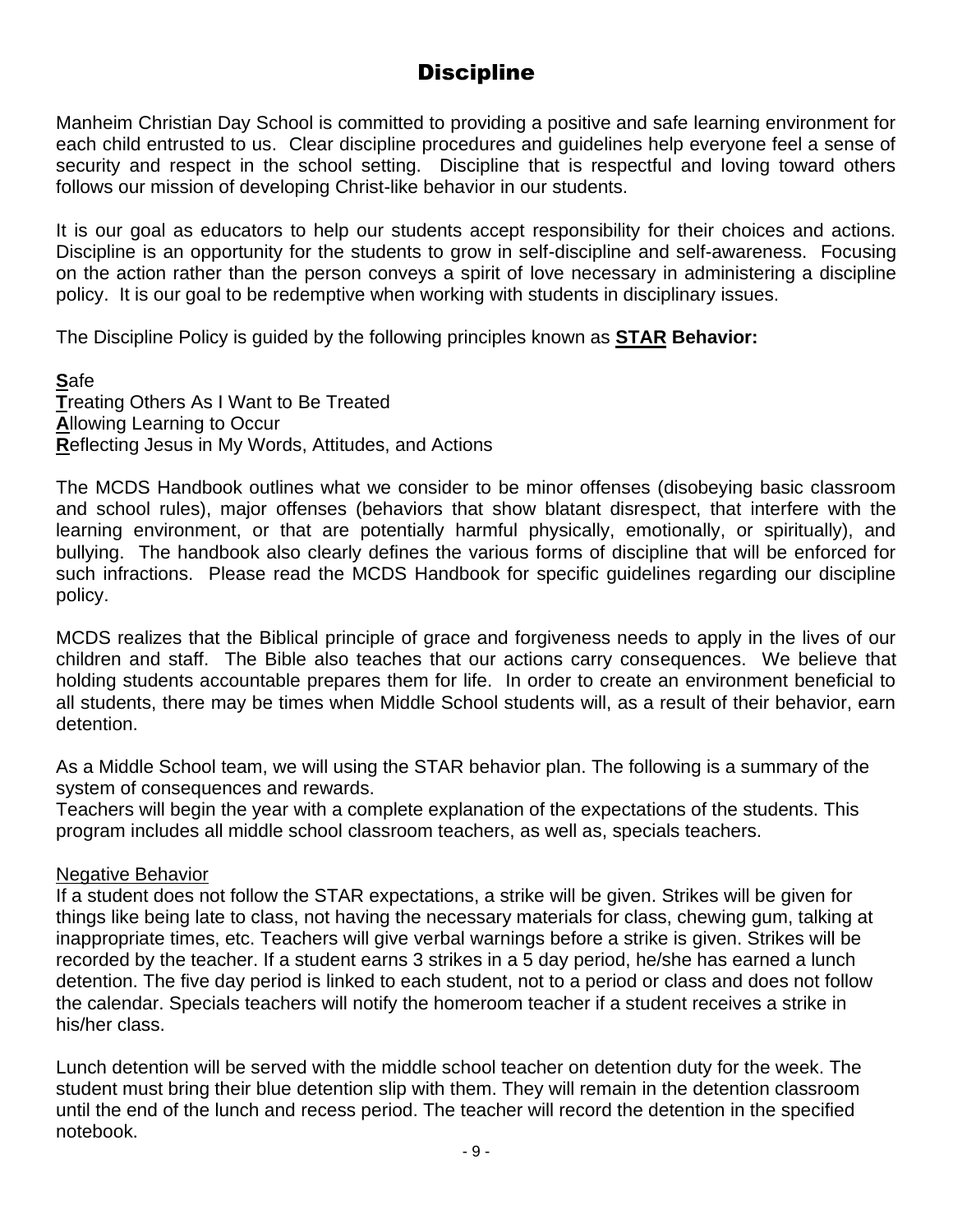# Discipline

Manheim Christian Day School is committed to providing a positive and safe learning environment for each child entrusted to us. Clear discipline procedures and guidelines help everyone feel a sense of security and respect in the school setting. Discipline that is respectful and loving toward others follows our mission of developing Christ-like behavior in our students.

It is our goal as educators to help our students accept responsibility for their choices and actions. Discipline is an opportunity for the students to grow in self-discipline and self-awareness. Focusing on the action rather than the person conveys a spirit of love necessary in administering a discipline policy. It is our goal to be redemptive when working with students in disciplinary issues.

The Discipline Policy is guided by the following principles known as **STAR Behavior:**

**S**afe
**T**reating Others As I Want to Be Treated
**A**llowing Learning to Occur
**R**eflecting Jesus in My Words, Attitudes, and Actions

The MCDS Handbook outlines what we consider to be minor offenses (disobeying basic classroom and school rules), major offenses (behaviors that show blatant disrespect, that interfere with the learning environment, or that are potentially harmful physically, emotionally, or spiritually), and bullying. The handbook also clearly defines the various forms of discipline that will be enforced for such infractions. Please read the MCDS Handbook for specific guidelines regarding our discipline policy.

MCDS realizes that the Biblical principle of grace and forgiveness needs to apply in the lives of our children and staff. The Bible also teaches that our actions carry consequences. We believe that holding students accountable prepares them for life. In order to create an environment beneficial to all students, there may be times when Middle School students will, as a result of their behavior, earn detention.

As a Middle School team, we will using the STAR behavior plan. The following is a summary of the system of consequences and rewards.
Teachers will begin the year with a complete explanation of the expectations of the students. This program includes all middle school classroom teachers, as well as, specials teachers.

Negative Behavior
If a student does not follow the STAR expectations, a strike will be given. Strikes will be given for things like being late to class, not having the necessary materials for class, chewing gum, talking at inappropriate times, etc. Teachers will give verbal warnings before a strike is given. Strikes will be recorded by the teacher. If a student earns 3 strikes in a 5 day period, he/she has earned a lunch detention. The five day period is linked to each student, not to a period or class and does not follow the calendar. Specials teachers will notify the homeroom teacher if a student receives a strike in his/her class.

Lunch detention will be served with the middle school teacher on detention duty for the week. The student must bring their blue detention slip with them. They will remain in the detention classroom until the end of the lunch and recess period. The teacher will record the detention in the specified notebook.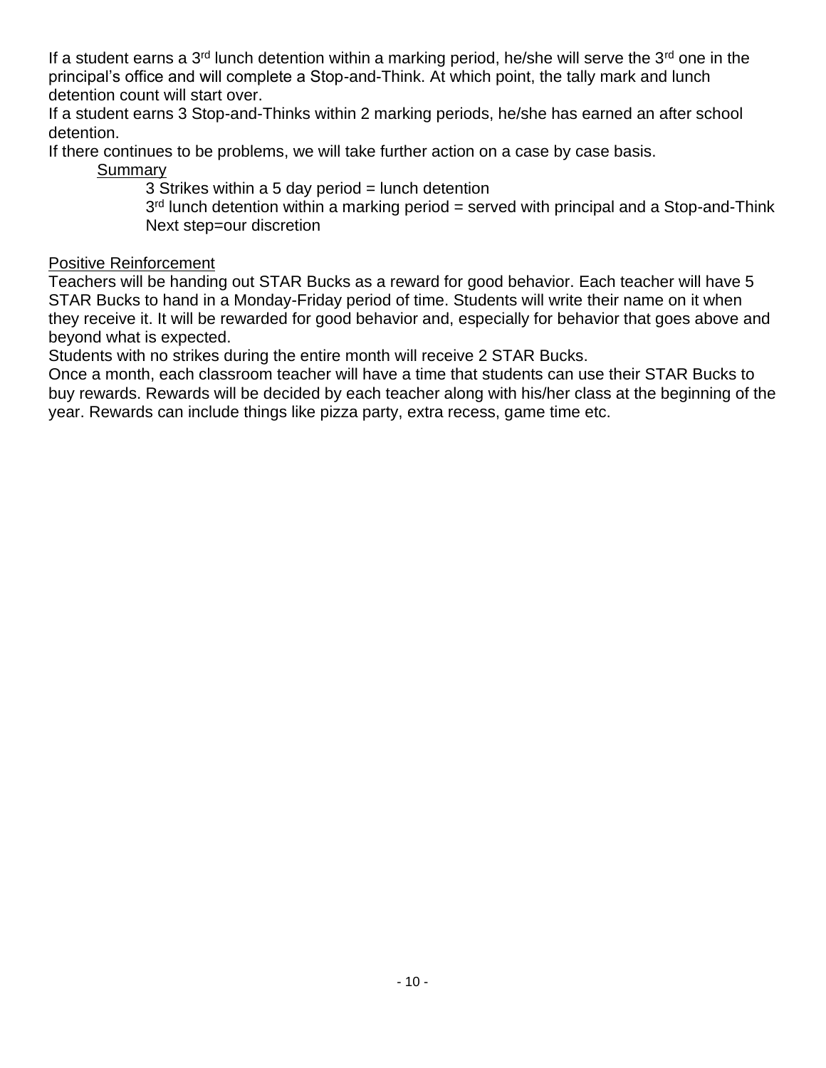If a student earns a 3rd lunch detention within a marking period, he/she will serve the 3rd one in the principal's office and will complete a Stop-and-Think. At which point, the tally mark and lunch detention count will start over.

If a student earns 3 Stop-and-Thinks within 2 marking periods, he/she has earned an after school detention.

If there continues to be problems, we will take further action on a case by case basis.

<u>Summary</u>

3 Strikes within a 5 day period = lunch detention

3rd lunch detention within a marking period = served with principal and a Stop-and-Think

Next step=our discretion

<u>Positive Reinforcement</u>

Teachers will be handing out STAR Bucks as a reward for good behavior. Each teacher will have 5 STAR Bucks to hand in a Monday-Friday period of time. Students will write their name on it when they receive it. It will be rewarded for good behavior and, especially for behavior that goes above and beyond what is expected.

Students with no strikes during the entire month will receive 2 STAR Bucks.

Once a month, each classroom teacher will have a time that students can use their STAR Bucks to buy rewards. Rewards will be decided by each teacher along with his/her class at the beginning of the year. Rewards can include things like pizza party, extra recess, game time etc.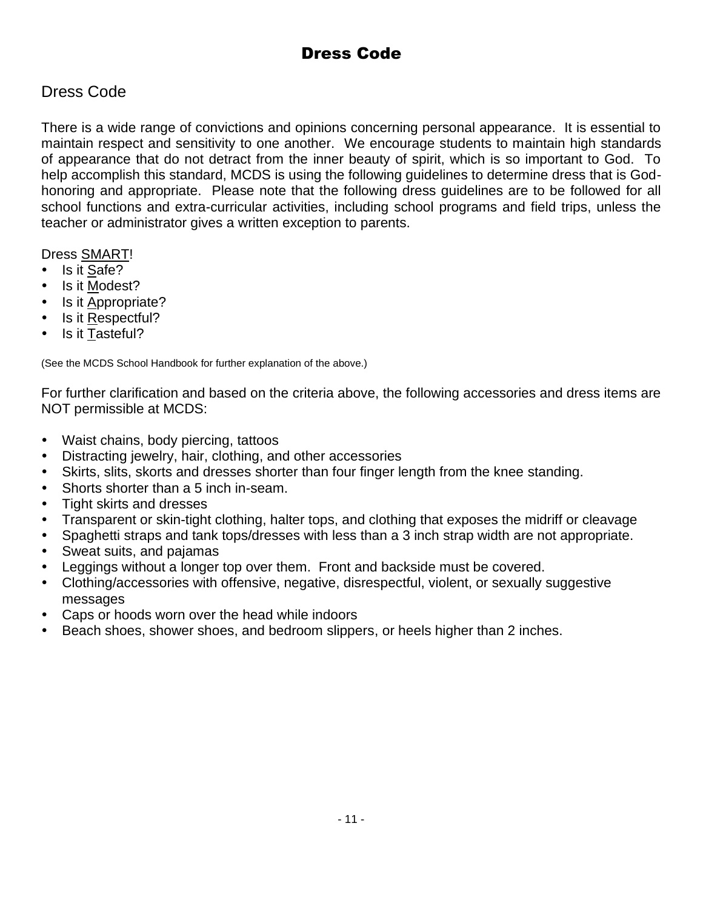# Dress Code

## Dress Code

There is a wide range of convictions and opinions concerning personal appearance. It is essential to maintain respect and sensitivity to one another. We encourage students to maintain high standards of appearance that do not detract from the inner beauty of spirit, which is so important to God. To help accomplish this standard, MCDS is using the following guidelines to determine dress that is God-honoring and appropriate. Please note that the following dress guidelines are to be followed for all school functions and extra-curricular activities, including school programs and field trips, unless the teacher or administrator gives a written exception to parents.

Dress SMART!

- Is it Safe?
- Is it Modest?
- Is it Appropriate?
- Is it Respectful?
- Is it Tasteful?

(See the MCDS School Handbook for further explanation of the above.)

For further clarification and based on the criteria above, the following accessories and dress items are NOT permissible at MCDS:

- Waist chains, body piercing, tattoos
- Distracting jewelry, hair, clothing, and other accessories
- Skirts, slits, skorts and dresses shorter than four finger length from the knee standing.
- Shorts shorter than a 5 inch in-seam.
- Tight skirts and dresses
- Transparent or skin-tight clothing, halter tops, and clothing that exposes the midriff or cleavage
- Spaghetti straps and tank tops/dresses with less than a 3 inch strap width are not appropriate.
- Sweat suits, and pajamas
- Leggings without a longer top over them. Front and backside must be covered.
- Clothing/accessories with offensive, negative, disrespectful, violent, or sexually suggestive messages
- Caps or hoods worn over the head while indoors
- Beach shoes, shower shoes, and bedroom slippers, or heels higher than 2 inches.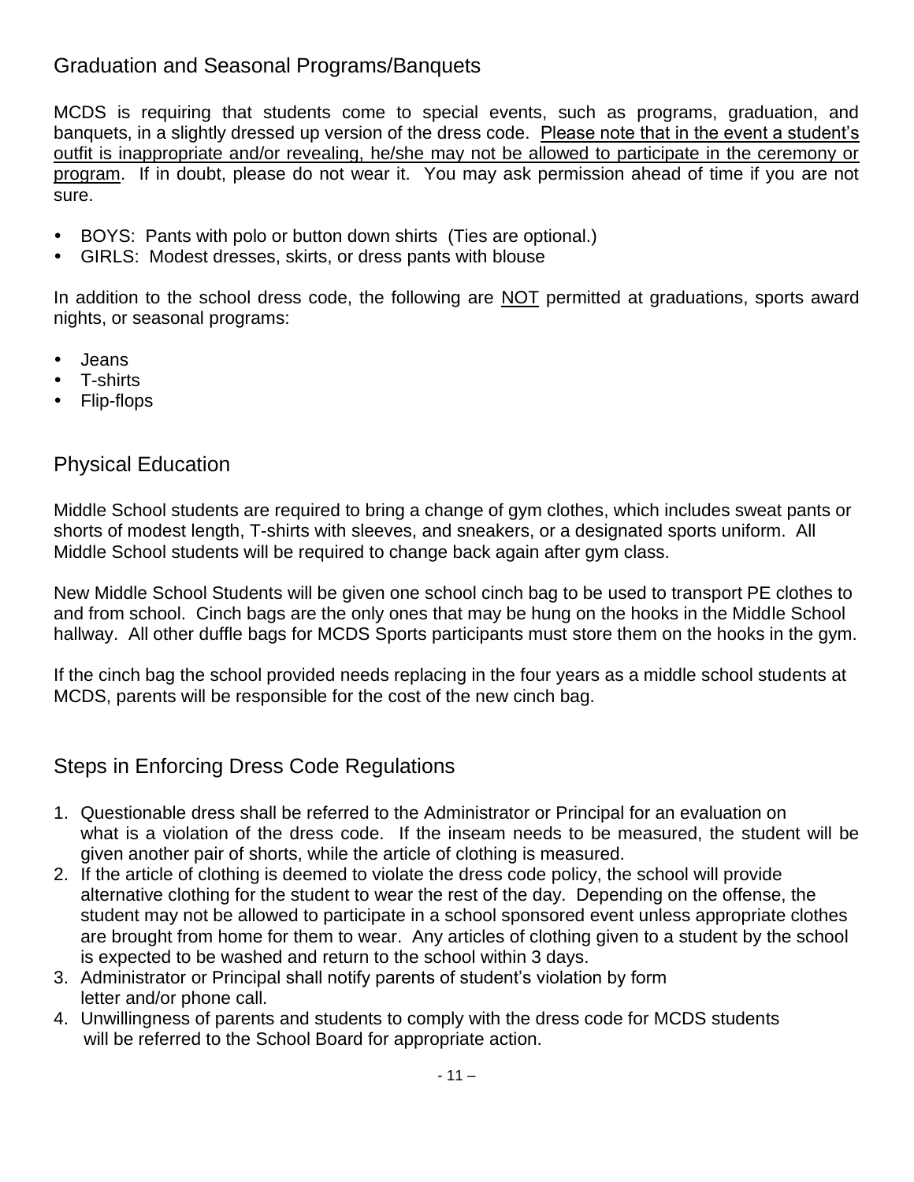## Graduation and Seasonal Programs/Banquets

MCDS is requiring that students come to special events, such as programs, graduation, and banquets, in a slightly dressed up version of the dress code. <u>Please note that in the event a student's outfit is inappropriate and/or revealing, he/she may not be allowed to participate in the ceremony or program</u>. If in doubt, please do not wear it. You may ask permission ahead of time if you are not sure.

- BOYS: Pants with polo or button down shirts (Ties are optional.)
- GIRLS: Modest dresses, skirts, or dress pants with blouse

In addition to the school dress code, the following are <u>NOT</u> permitted at graduations, sports award nights, or seasonal programs:

- Jeans
- T-shirts
- Flip-flops

## Physical Education

Middle School students are required to bring a change of gym clothes, which includes sweat pants or shorts of modest length, T-shirts with sleeves, and sneakers, or a designated sports uniform. All Middle School students will be required to change back again after gym class.

New Middle School Students will be given one school cinch bag to be used to transport PE clothes to and from school. Cinch bags are the only ones that may be hung on the hooks in the Middle School hallway. All other duffle bags for MCDS Sports participants must store them on the hooks in the gym.

If the cinch bag the school provided needs replacing in the four years as a middle school students at MCDS, parents will be responsible for the cost of the new cinch bag.

## Steps in Enforcing Dress Code Regulations

1. Questionable dress shall be referred to the Administrator or Principal for an evaluation on what is a violation of the dress code. If the inseam needs to be measured, the student will be given another pair of shorts, while the article of clothing is measured.
2. If the article of clothing is deemed to violate the dress code policy, the school will provide alternative clothing for the student to wear the rest of the day. Depending on the offense, the student may not be allowed to participate in a school sponsored event unless appropriate clothes are brought from home for them to wear. Any articles of clothing given to a student by the school is expected to be washed and return to the school within 3 days.
3. Administrator or Principal shall notify parents of student's violation by form letter and/or phone call.
4. Unwillingness of parents and students to comply with the dress code for MCDS students will be referred to the School Board for appropriate action.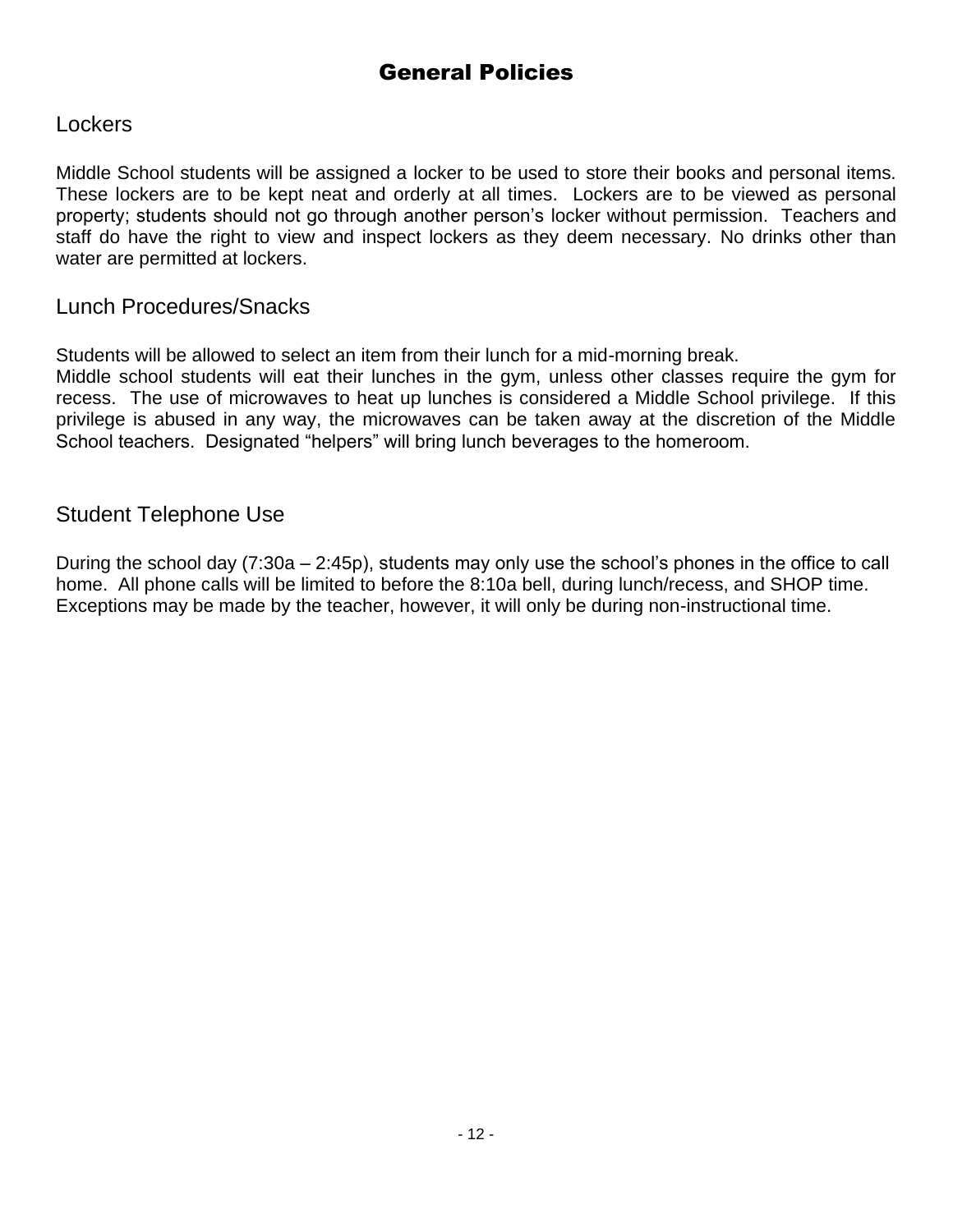# General Policies

## Lockers

Middle School students will be assigned a locker to be used to store their books and personal items. These lockers are to be kept neat and orderly at all times. Lockers are to be viewed as personal property; students should not go through another person's locker without permission. Teachers and staff do have the right to view and inspect lockers as they deem necessary. No drinks other than water are permitted at lockers.

## Lunch Procedures/Snacks

Students will be allowed to select an item from their lunch for a mid-morning break.
Middle school students will eat their lunches in the gym, unless other classes require the gym for recess. The use of microwaves to heat up lunches is considered a Middle School privilege. If this privilege is abused in any way, the microwaves can be taken away at the discretion of the Middle School teachers. Designated "helpers" will bring lunch beverages to the homeroom.

## Student Telephone Use

During the school day (7:30a – 2:45p), students may only use the school's phones in the office to call home. All phone calls will be limited to before the 8:10a bell, during lunch/recess, and SHOP time. Exceptions may be made by the teacher, however, it will only be during non-instructional time.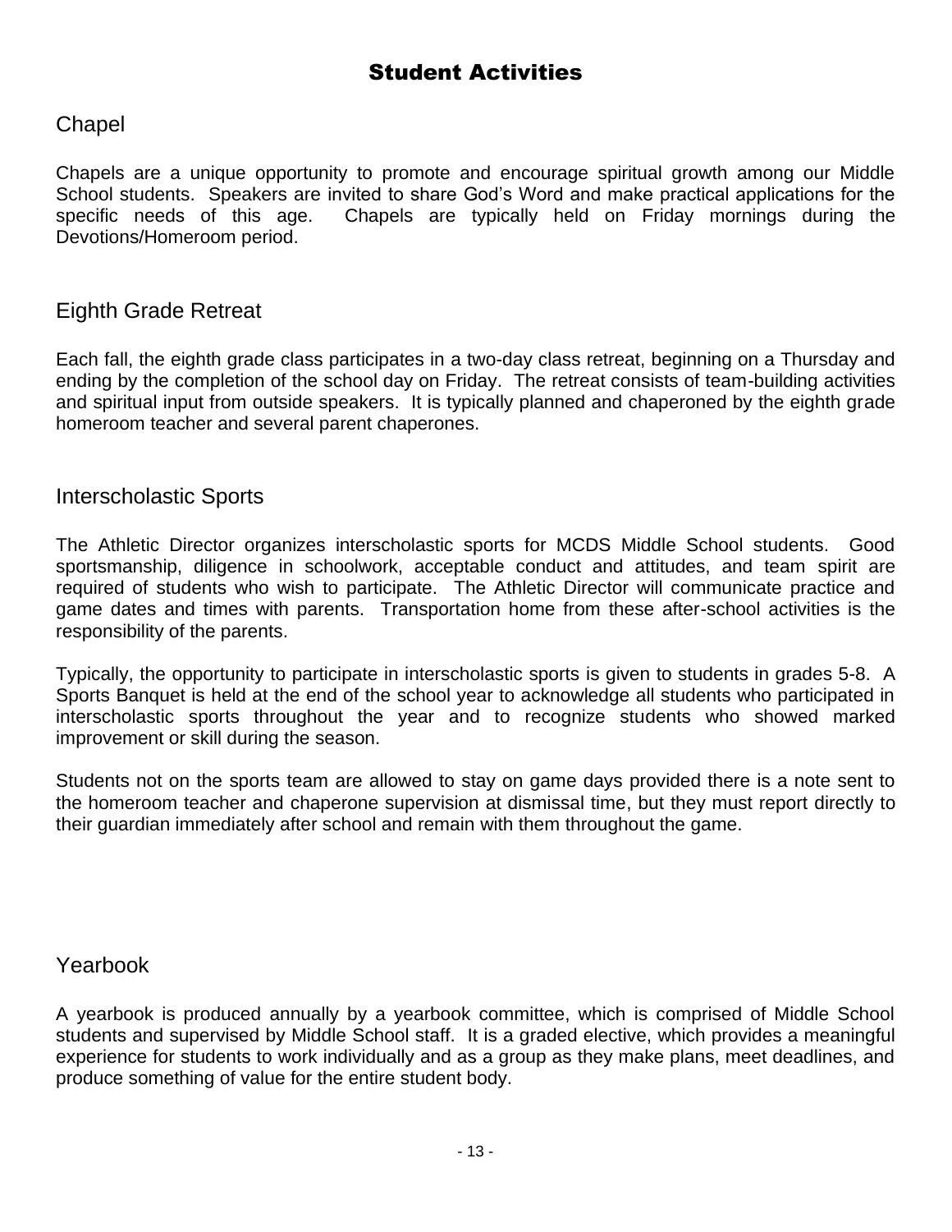# Student Activities

## Chapel

Chapels are a unique opportunity to promote and encourage spiritual growth among our Middle School students. Speakers are invited to share God's Word and make practical applications for the specific needs of this age. Chapels are typically held on Friday mornings during the Devotions/Homeroom period.

## Eighth Grade Retreat

Each fall, the eighth grade class participates in a two-day class retreat, beginning on a Thursday and ending by the completion of the school day on Friday. The retreat consists of team-building activities and spiritual input from outside speakers. It is typically planned and chaperoned by the eighth grade homeroom teacher and several parent chaperones.

## Interscholastic Sports

The Athletic Director organizes interscholastic sports for MCDS Middle School students. Good sportsmanship, diligence in schoolwork, acceptable conduct and attitudes, and team spirit are required of students who wish to participate. The Athletic Director will communicate practice and game dates and times with parents. Transportation home from these after-school activities is the responsibility of the parents.

Typically, the opportunity to participate in interscholastic sports is given to students in grades 5-8. A Sports Banquet is held at the end of the school year to acknowledge all students who participated in interscholastic sports throughout the year and to recognize students who showed marked improvement or skill during the season.

Students not on the sports team are allowed to stay on game days provided there is a note sent to the homeroom teacher and chaperone supervision at dismissal time, but they must report directly to their guardian immediately after school and remain with them throughout the game.

## Yearbook

A yearbook is produced annually by a yearbook committee, which is comprised of Middle School students and supervised by Middle School staff. It is a graded elective, which provides a meaningful experience for students to work individually and as a group as they make plans, meet deadlines, and produce something of value for the entire student body.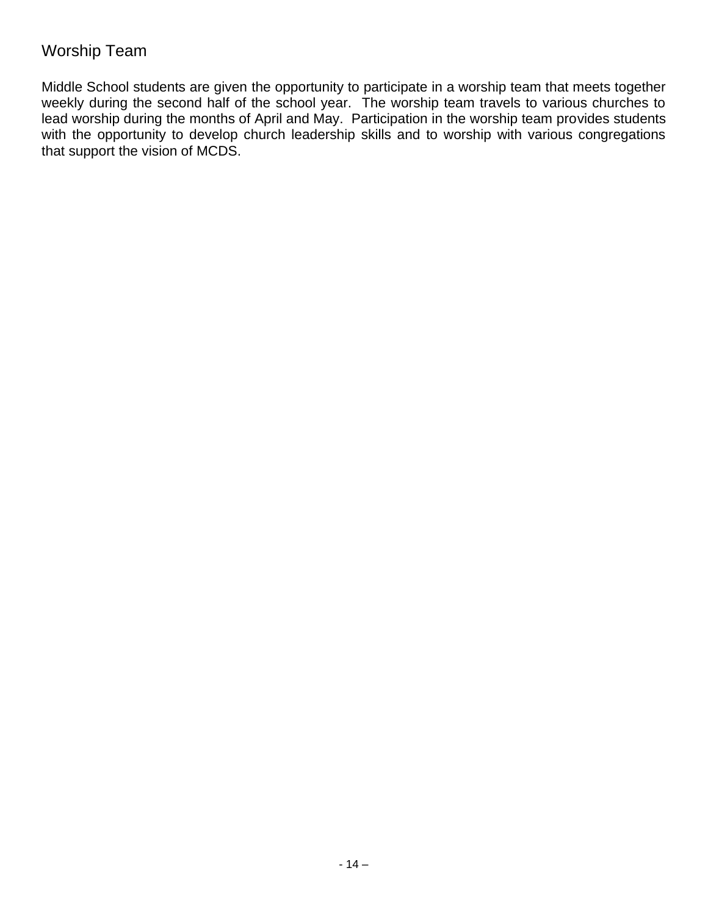## Worship Team

Middle School students are given the opportunity to participate in a worship team that meets together weekly during the second half of the school year. The worship team travels to various churches to lead worship during the months of April and May. Participation in the worship team provides students with the opportunity to develop church leadership skills and to worship with various congregations that support the vision of MCDS.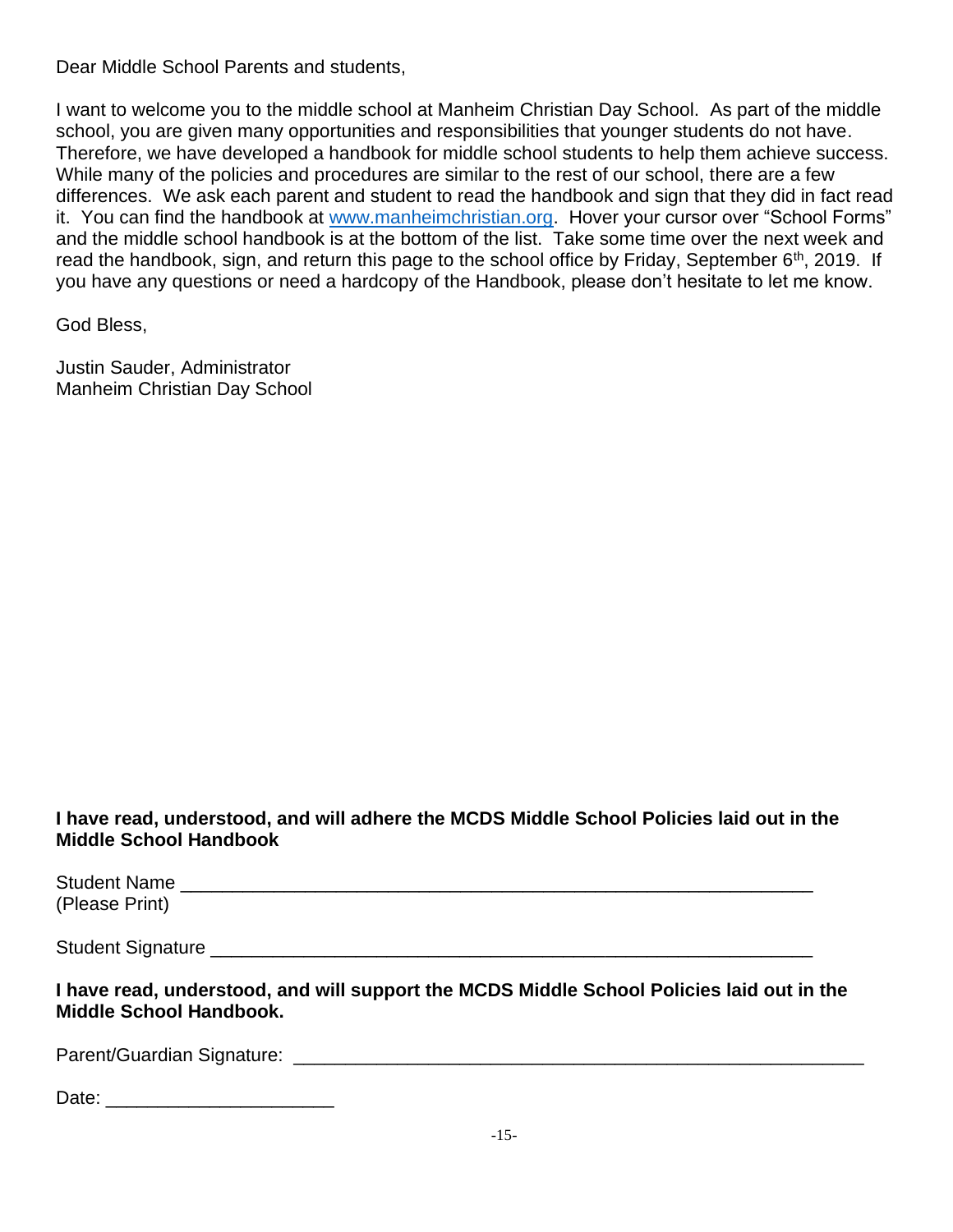Dear Middle School Parents and students,

I want to welcome you to the middle school at Manheim Christian Day School. As part of the middle school, you are given many opportunities and responsibilities that younger students do not have. Therefore, we have developed a handbook for middle school students to help them achieve success. While many of the policies and procedures are similar to the rest of our school, there are a few differences. We ask each parent and student to read the handbook and sign that they did in fact read it. You can find the handbook at www.manheimchristian.org. Hover your cursor over "School Forms" and the middle school handbook is at the bottom of the list. Take some time over the next week and read the handbook, sign, and return this page to the school office by Friday, September 6th, 2019. If you have any questions or need a hardcopy of the Handbook, please don't hesitate to let me know.

God Bless,

Justin Sauder, Administrator
Manheim Christian Day School

**I have read, understood, and will adhere the MCDS Middle School Policies laid out in the Middle School Handbook**

Student Name ______________________________________________________________
(Please Print)

Student Signature ___________________________________________________________

**I have read, understood, and will support the MCDS Middle School Policies laid out in the Middle School Handbook.**

Parent/Guardian Signature: ____________________________________________________

Date: ______________________